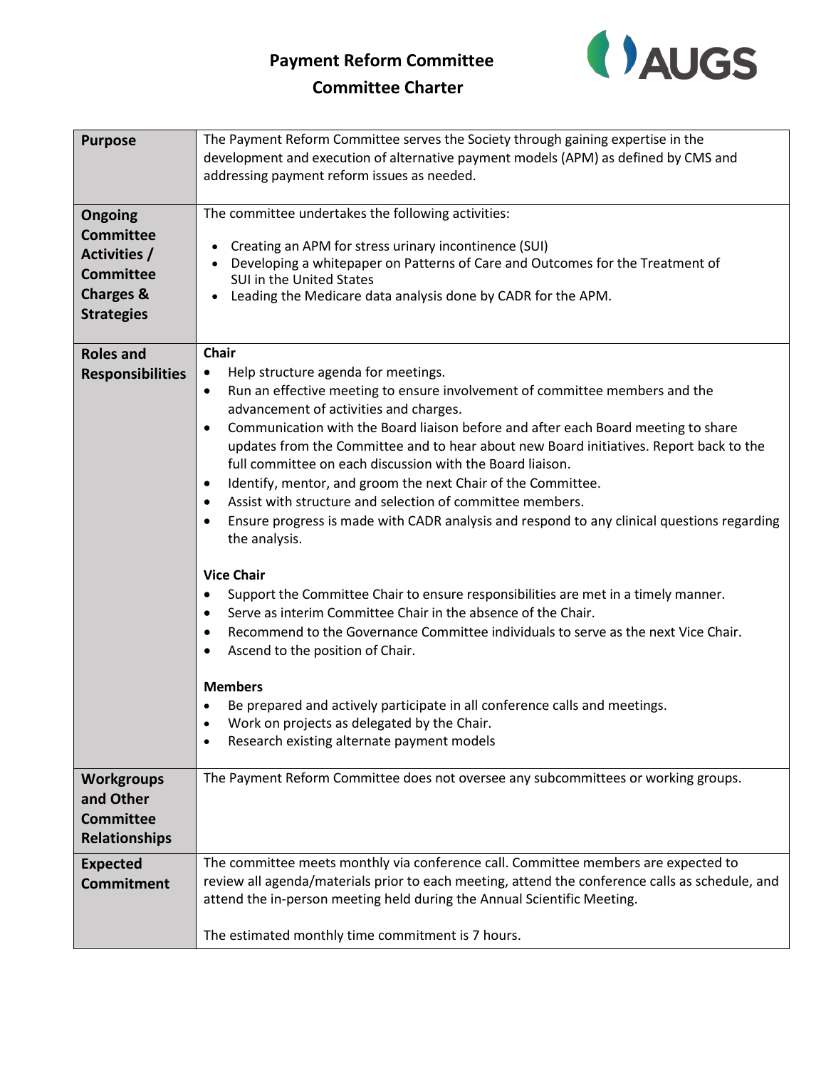# Payment Reform Committee
## Committee Charter

| | |
|---|---|
| **Purpose** | The Payment Reform Committee serves the Society through gaining expertise in the development and execution of alternative payment models (APM) as defined by CMS and addressing payment reform issues as needed. |
| **Ongoing Committee Activities / Committee Charges & Strategies** | The committee undertakes the following activities:<br><br>• Creating an APM for stress urinary incontinence (SUI)<br>• Developing a whitepaper on Patterns of Care and Outcomes for the Treatment of SUI in the United States<br>• Leading the Medicare data analysis done by CADR for the APM. |
| **Roles and Responsibilities** | **Chair**<br>• Help structure agenda for meetings.<br>• Run an effective meeting to ensure involvement of committee members and the advancement of activities and charges.<br>• Communication with the Board liaison before and after each Board meeting to share updates from the Committee and to hear about new Board initiatives. Report back to the full committee on each discussion with the Board liaison.<br>• Identify, mentor, and groom the next Chair of the Committee.<br>• Assist with structure and selection of committee members.<br>• Ensure progress is made with CADR analysis and respond to any clinical questions regarding the analysis.<br><br>**Vice Chair**<br>• Support the Committee Chair to ensure responsibilities are met in a timely manner.<br>• Serve as interim Committee Chair in the absence of the Chair.<br>• Recommend to the Governance Committee individuals to serve as the next Vice Chair.<br>• Ascend to the position of Chair.<br><br>**Members**<br>• Be prepared and actively participate in all conference calls and meetings.<br>• Work on projects as delegated by the Chair.<br>• Research existing alternate payment models |
| **Workgroups and Other Committee Relationships** | The Payment Reform Committee does not oversee any subcommittees or working groups. |
| **Expected Commitment** | The committee meets monthly via conference call. Committee members are expected to review all agenda/materials prior to each meeting, attend the conference calls as schedule, and attend the in-person meeting held during the Annual Scientific Meeting.<br><br>The estimated monthly time commitment is 7 hours. |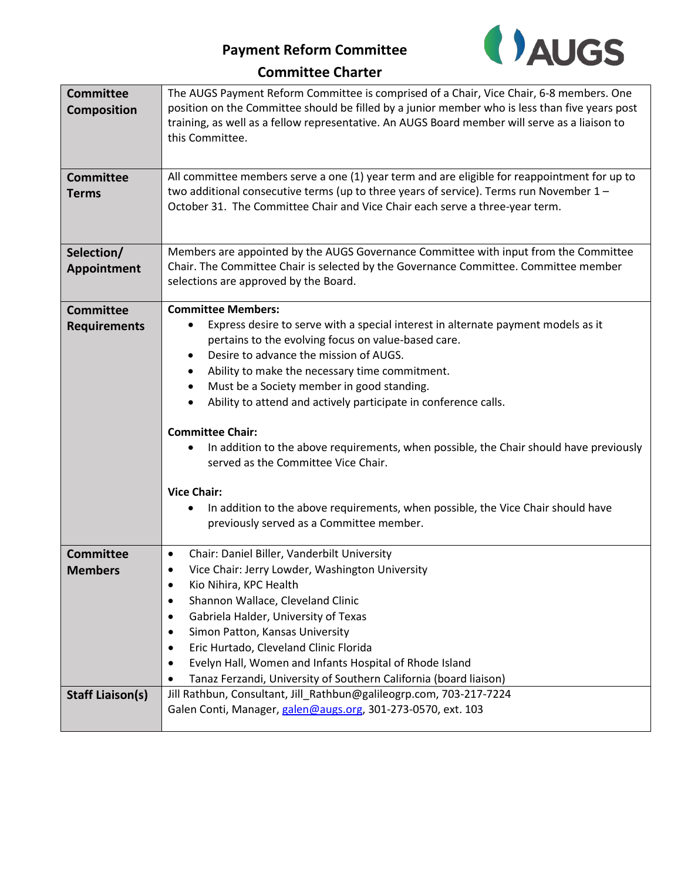# Payment Reform Committee

## Committee Charter

| | |
|---|---|
| **Committee Composition** | The AUGS Payment Reform Committee is comprised of a Chair, Vice Chair, 6-8 members. One position on the Committee should be filled by a junior member who is less than five years post training, as well as a fellow representative. An AUGS Board member will serve as a liaison to this Committee. |
| **Committee Terms** | All committee members serve a one (1) year term and are eligible for reappointment for up to two additional consecutive terms (up to three years of service). Terms run November 1 – October 31. The Committee Chair and Vice Chair each serve a three-year term. |
| **Selection/ Appointment** | Members are appointed by the AUGS Governance Committee with input from the Committee Chair. The Committee Chair is selected by the Governance Committee. Committee member selections are approved by the Board. |
| **Committee Requirements** | **Committee Members:**<br>• Express desire to serve with a special interest in alternate payment models as it pertains to the evolving focus on value-based care.<br>• Desire to advance the mission of AUGS.<br>• Ability to make the necessary time commitment.<br>• Must be a Society member in good standing.<br>• Ability to attend and actively participate in conference calls.<br><br>**Committee Chair:**<br>• In addition to the above requirements, when possible, the Chair should have previously served as the Committee Vice Chair.<br><br>**Vice Chair:**<br>• In addition to the above requirements, when possible, the Vice Chair should have previously served as a Committee member. |
| **Committee Members** | • Chair: Daniel Biller, Vanderbilt University<br>• Vice Chair: Jerry Lowder, Washington University<br>• Kio Nihira, KPC Health<br>• Shannon Wallace, Cleveland Clinic<br>• Gabriela Halder, University of Texas<br>• Simon Patton, Kansas University<br>• Eric Hurtado, Cleveland Clinic Florida<br>• Evelyn Hall, Women and Infants Hospital of Rhode Island<br>• Tanaz Ferzandi, University of Southern California (board liaison) |
| **Staff Liaison(s)** | Jill Rathbun, Consultant, Jill_Rathbun@galileogrp.com, 703-217-7224<br>Galen Conti, Manager, galen@augs.org, 301-273-0570, ext. 103 |